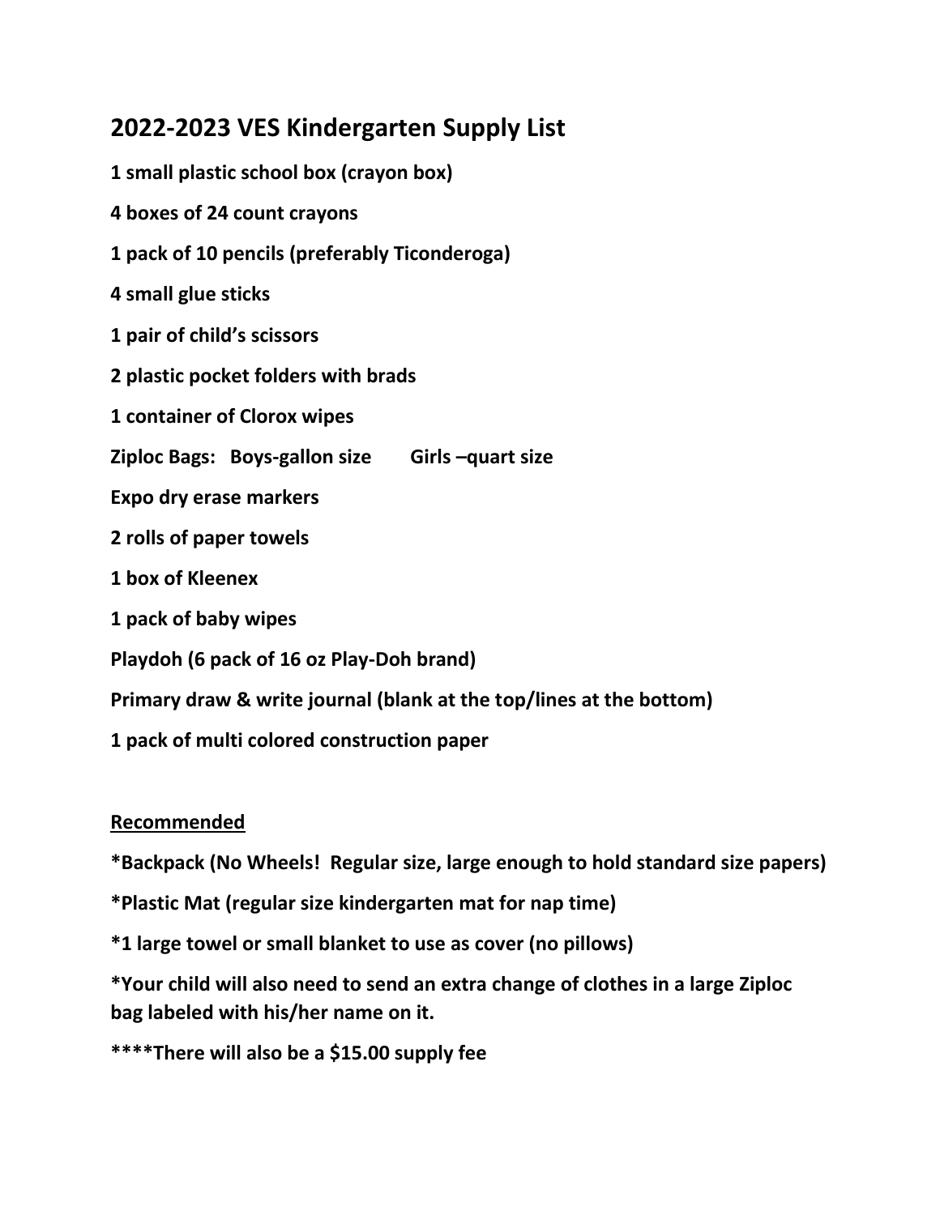## 2022-2023 VES Kindergarten Supply List

**1 small plastic school box (crayon box)**

**4 boxes of 24 count crayons**

**1 pack of 10 pencils (preferably Ticonderoga)**

**4 small glue sticks**

**1 pair of child's scissors**

**2 plastic pocket folders with brads**

**1 container of Clorox wipes**

**Ziploc Bags: Boys-gallon size Girls –quart size**

**Expo dry erase markers**

**2 rolls of paper towels**

**1 box of Kleenex**

**1 pack of baby wipes**

**Playdoh (6 pack of 16 oz Play-Doh brand)**

**Primary draw & write journal (blank at the top/lines at the bottom)**

**1 pack of multi colored construction paper**

**<u>Recommended</u>**

***Backpack (No Wheels! Regular size, large enough to hold standard size papers)**

***Plastic Mat (regular size kindergarten mat for nap time)**

***1 large towel or small blanket to use as cover (no pillows)**

***Your child will also need to send an extra change of clothes in a large Ziploc bag labeled with his/her name on it.**

**\*\*\*\*There will also be a $15.00 supply fee**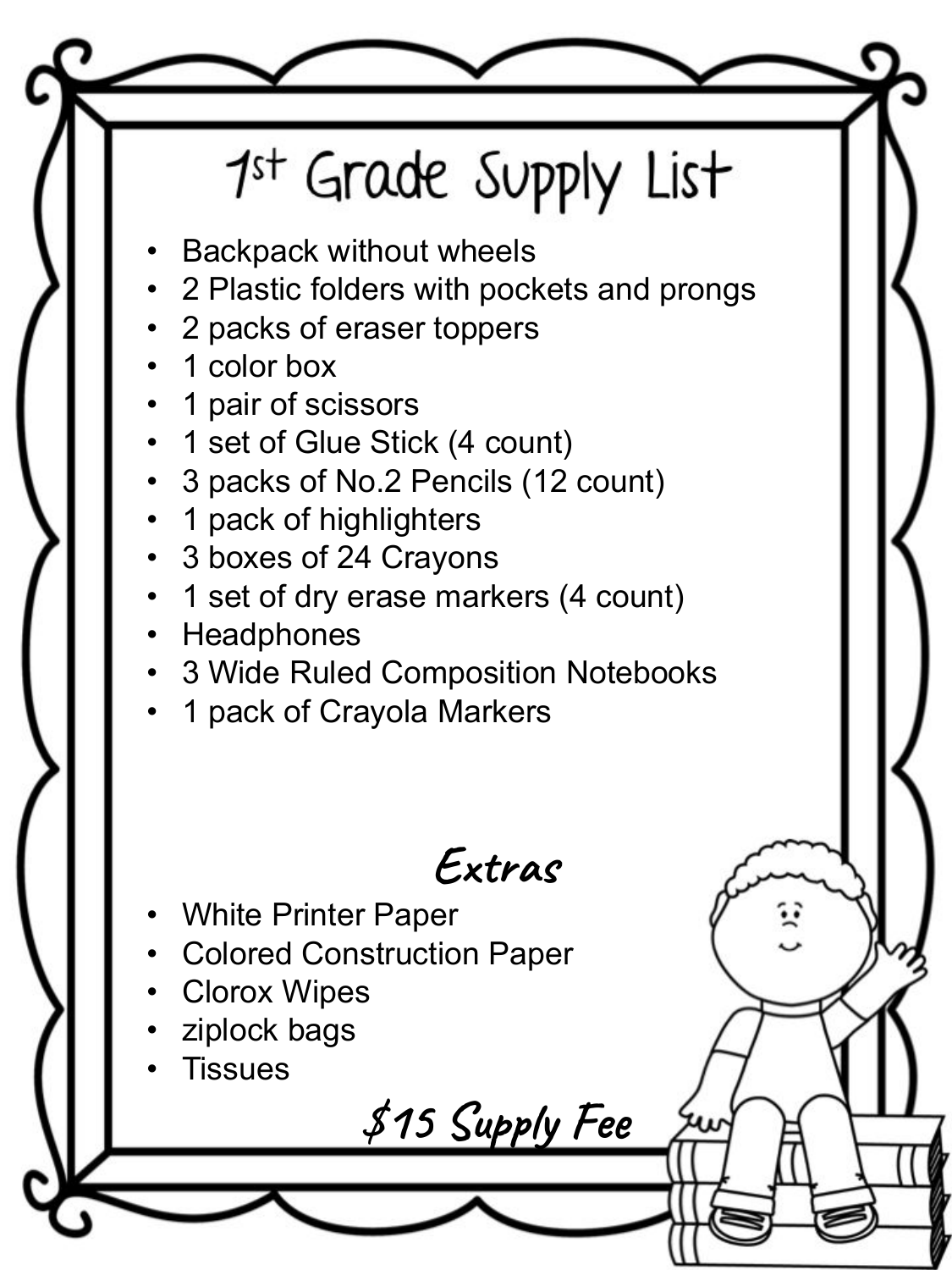# 1st Grade Supply List

- Backpack without wheels
- 2 Plastic folders with pockets and prongs
- 2 packs of eraser toppers
- 1 color box
- 1 pair of scissors
- 1 set of Glue Stick (4 count)
- 3 packs of No.2 Pencils (12 count)
- 1 pack of highlighters
- 3 boxes of 24 Crayons
- 1 set of dry erase markers (4 count)
- Headphones
- 3 Wide Ruled Composition Notebooks
- 1 pack of Crayola Markers

## Extras

- White Printer Paper
- Colored Construction Paper
- Clorox Wipes
- ziplock bags
- Tissues

*$15 Supply Fee*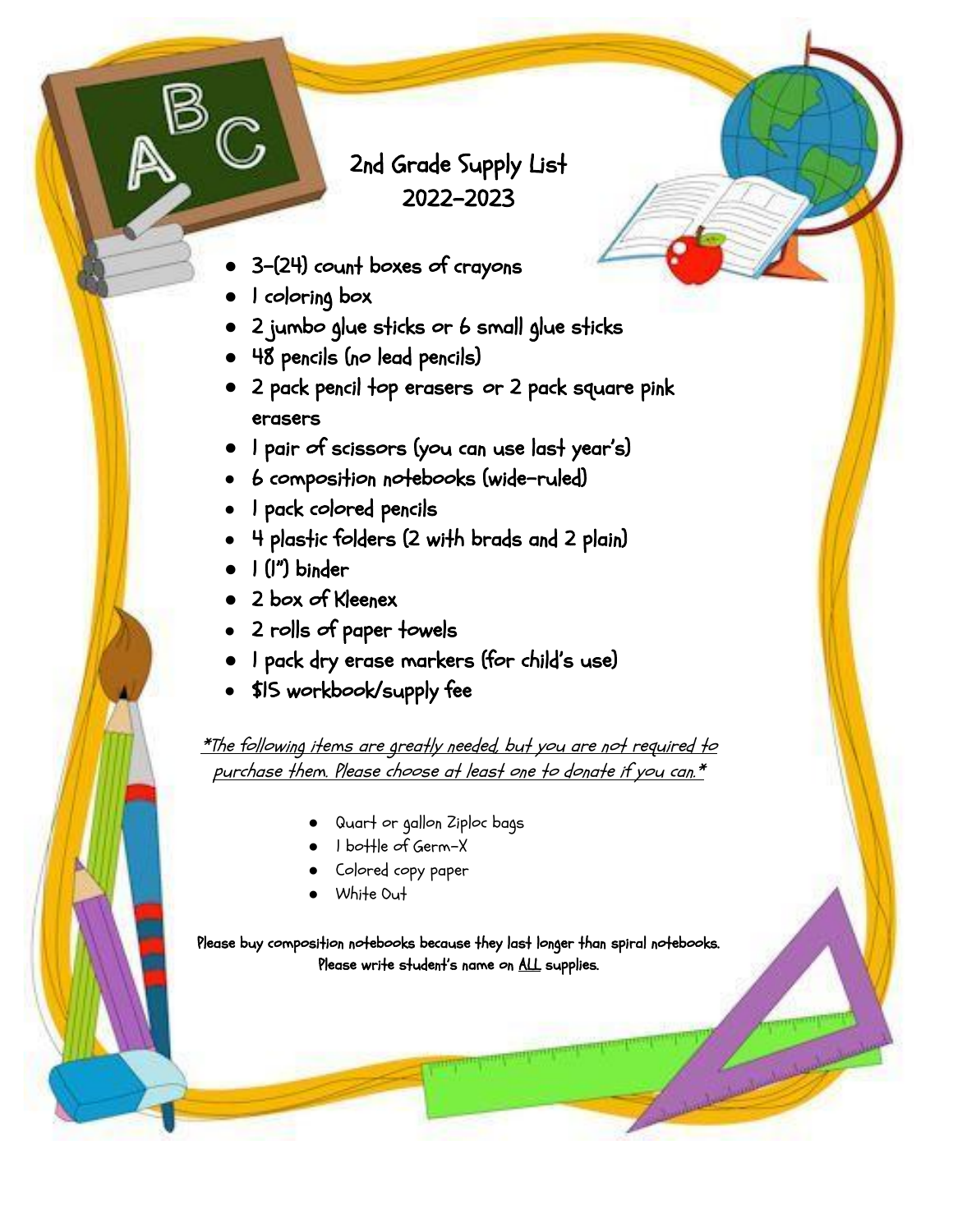# 2nd Grade Supply List
## 2022-2023

- 3-(24) count boxes of crayons
- 1 coloring box
- 2 jumbo glue sticks or 6 small glue sticks
- 48 pencils (no lead pencils)
- 2 pack pencil top erasers or 2 pack square pink erasers
- 1 pair of scissors (you can use last year's)
- 6 composition notebooks (wide-ruled)
- 1 pack colored pencils
- 4 plastic folders (2 with brads and 2 plain)
- 1 (1") binder
- 2 box of Kleenex
- 2 rolls of paper towels
- 1 pack dry erase markers (for child's use)
- $15 workbook/supply fee

*The following items are greatly needed, but you are not required to purchase them. Please choose at least one to donate if you can.*

- Quart or gallon Ziploc bags
- 1 bottle of Germ-X
- Colored copy paper
- White Out

**Please buy composition notebooks because they last longer than spiral notebooks.**
**Please write student's name on ALL supplies.**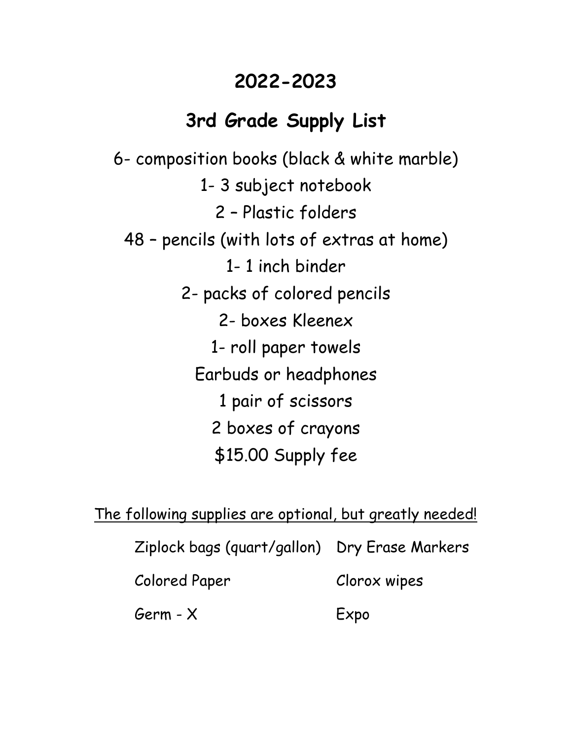# 2022-2023

## 3rd Grade Supply List

6- composition books (black & white marble)

1- 3 subject notebook

2 – Plastic folders

48 – pencils (with lots of extras at home)

1- 1 inch binder

2- packs of colored pencils

2- boxes Kleenex

1- roll paper towels

Earbuds or headphones

1 pair of scissors

2 boxes of crayons

$15.00 Supply fee

<u>The following supplies are optional, but greatly needed!</u>

| | |
|---|---|
| Ziplock bags (quart/gallon) | Dry Erase Markers |
| Colored Paper | Clorox wipes |
| Germ - X | Expo |